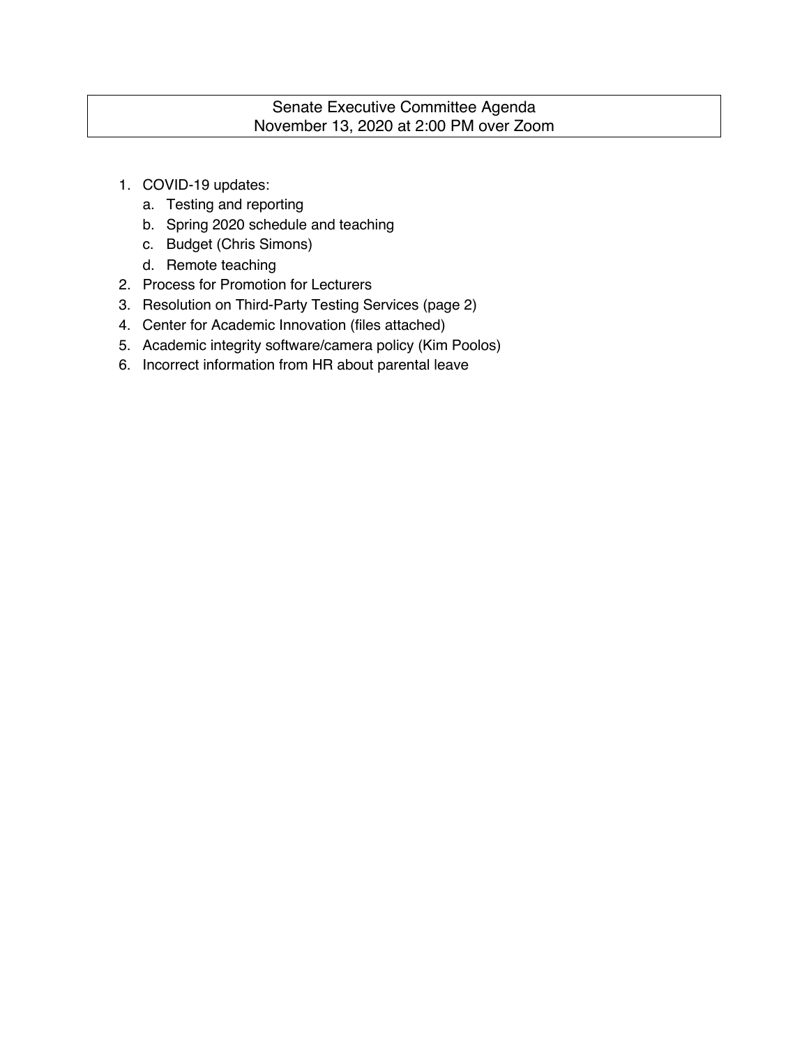# Senate Executive Committee Agenda
## November 13, 2020 at 2:00 PM over Zoom

1. COVID-19 updates:
   a. Testing and reporting
   b. Spring 2020 schedule and teaching
   c. Budget (Chris Simons)
   d. Remote teaching
2. Process for Promotion for Lecturers
3. Resolution on Third-Party Testing Services (page 2)
4. Center for Academic Innovation (files attached)
5. Academic integrity software/camera policy (Kim Poolos)
6. Incorrect information from HR about parental leave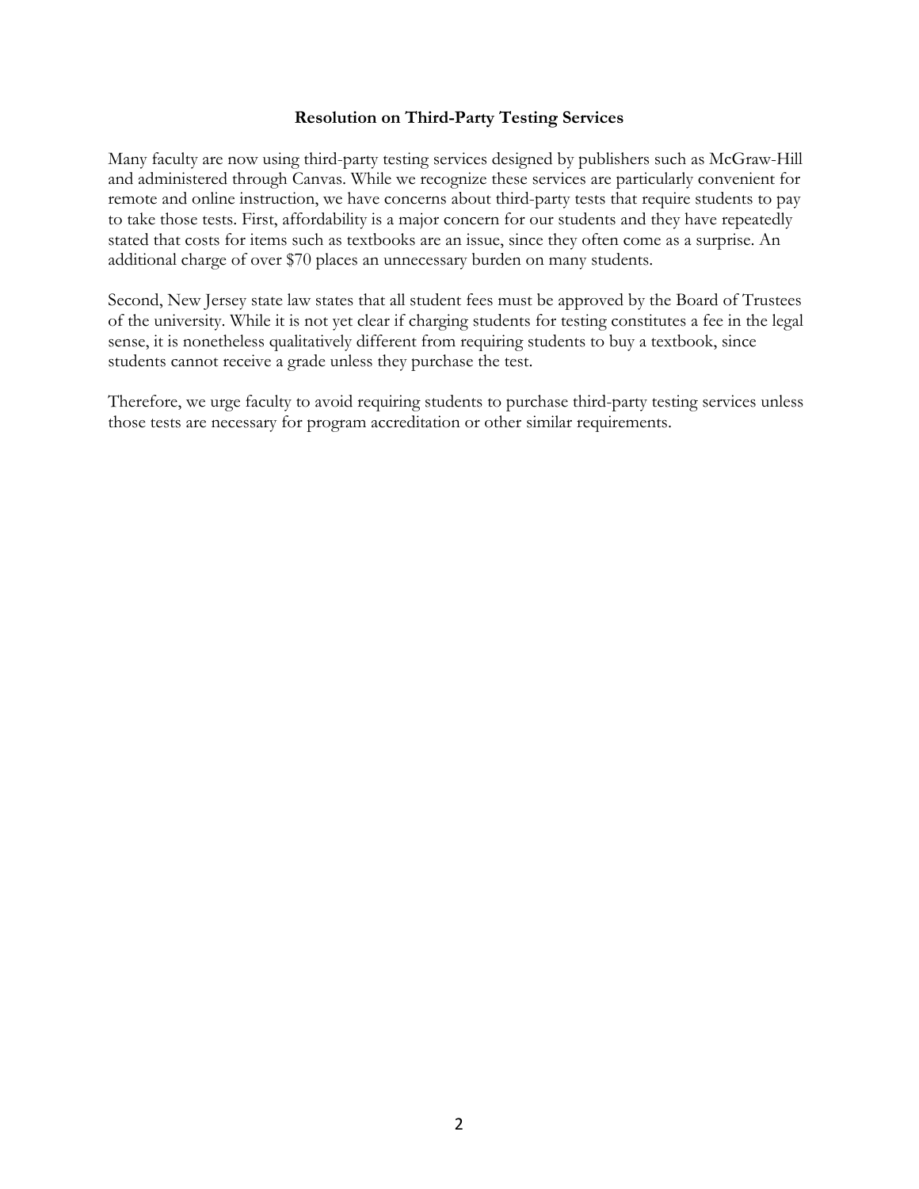**Resolution on Third-Party Testing Services**

Many faculty are now using third-party testing services designed by publishers such as McGraw-Hill and administered through Canvas. While we recognize these services are particularly convenient for remote and online instruction, we have concerns about third-party tests that require students to pay to take those tests. First, affordability is a major concern for our students and they have repeatedly stated that costs for items such as textbooks are an issue, since they often come as a surprise. An additional charge of over $70 places an unnecessary burden on many students.

Second, New Jersey state law states that all student fees must be approved by the Board of Trustees of the university. While it is not yet clear if charging students for testing constitutes a fee in the legal sense, it is nonetheless qualitatively different from requiring students to buy a textbook, since students cannot receive a grade unless they purchase the test.

Therefore, we urge faculty to avoid requiring students to purchase third-party testing services unless those tests are necessary for program accreditation or other similar requirements.